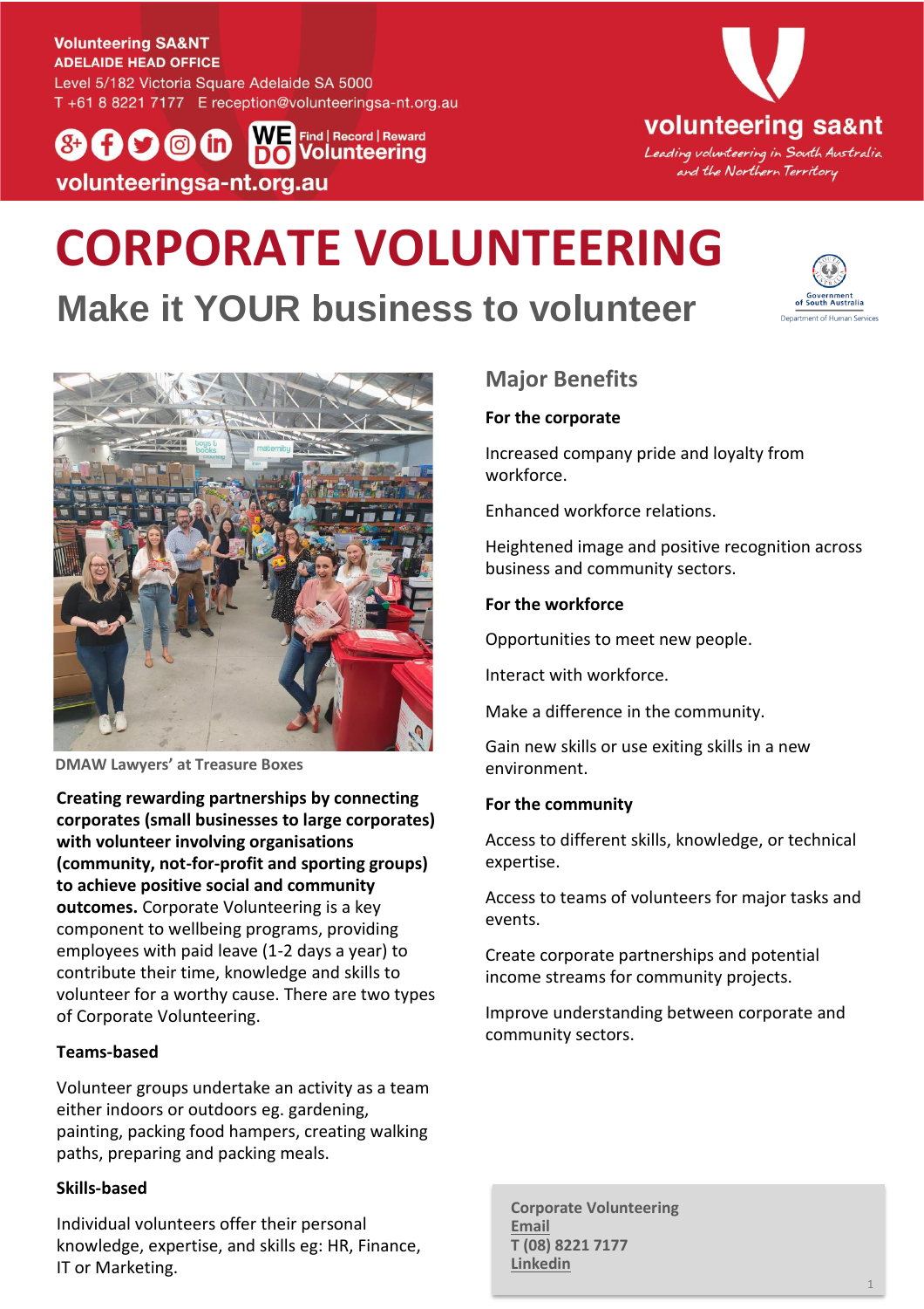**Volunteering SA&NT**
**ADELAIDE HEAD OFFICE**
Level 5/182 Victoria Square Adelaide SA 5000
T +61 8 8221 7177 E reception@volunteeringsa-nt.org.au

WE DO Find | Record | Reward Volunteering

volunteeringsa-nt.org.au

volunteering sa&nt
*Leading volunteering in South Australia and the Northern Territory*

# CORPORATE VOLUNTEERING

## Make it YOUR business to volunteer

Government of South Australia
Department of Human Services

DMAW Lawyers' at Treasure Boxes

**Creating rewarding partnerships by connecting corporates (small businesses to large corporates) with volunteer involving organisations (community, not-for-profit and sporting groups) to achieve positive social and community outcomes.** Corporate Volunteering is a key component to wellbeing programs, providing employees with paid leave (1-2 days a year) to contribute their time, knowledge and skills to volunteer for a worthy cause. There are two types of Corporate Volunteering.

**Teams-based**

Volunteer groups undertake an activity as a team either indoors or outdoors eg. gardening, painting, packing food hampers, creating walking paths, preparing and packing meals.

**Skills-based**

Individual volunteers offer their personal knowledge, expertise, and skills eg: HR, Finance, IT or Marketing.

## Major Benefits

**For the corporate**

Increased company pride and loyalty from workforce.

Enhanced workforce relations.

Heightened image and positive recognition across business and community sectors.

**For the workforce**

Opportunities to meet new people.

Interact with workforce.

Make a difference in the community.

Gain new skills or use exiting skills in a new environment.

**For the community**

Access to different skills, knowledge, or technical expertise.

Access to teams of volunteers for major tasks and events.

Create corporate partnerships and potential income streams for community projects.

Improve understanding between corporate and community sectors.

**Corporate Volunteering**
**Email**
**T (08) 8221 7177**
**Linkedin**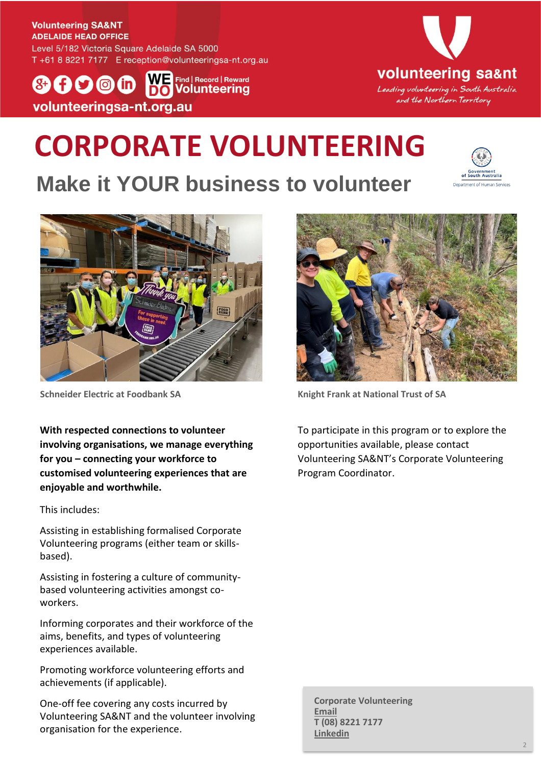Volunteering SA&NT
**ADELAIDE HEAD OFFICE**
Level 5/182 Victoria Square Adelaide SA 5000
T +61 8 8221 7177 E reception@volunteeringsa-nt.org.au

WE DO Find | Record | Reward Volunteering

volunteeringsa-nt.org.au

volunteering sa&nt
*Leading volunteering in South Australia and the Northern Territory*

# CORPORATE VOLUNTEERING

## Make it YOUR business to volunteer

Government of South Australia
Department of Human Services

Schneider Electric at Foodbank SA

Knight Frank at National Trust of SA

**With respected connections to volunteer involving organisations, we manage everything for you – connecting your workforce to customised volunteering experiences that are enjoyable and worthwhile.**

This includes:

Assisting in establishing formalised Corporate Volunteering programs (either team or skills-based).

Assisting in fostering a culture of community-based volunteering activities amongst co-workers.

Informing corporates and their workforce of the aims, benefits, and types of volunteering experiences available.

Promoting workforce volunteering efforts and achievements (if applicable).

One-off fee covering any costs incurred by Volunteering SA&NT and the volunteer involving organisation for the experience.

To participate in this program or to explore the opportunities available, please contact Volunteering SA&NT's Corporate Volunteering Program Coordinator.

**Corporate Volunteering**
**Email**
**T (08) 8221 7177**
**Linkedin**